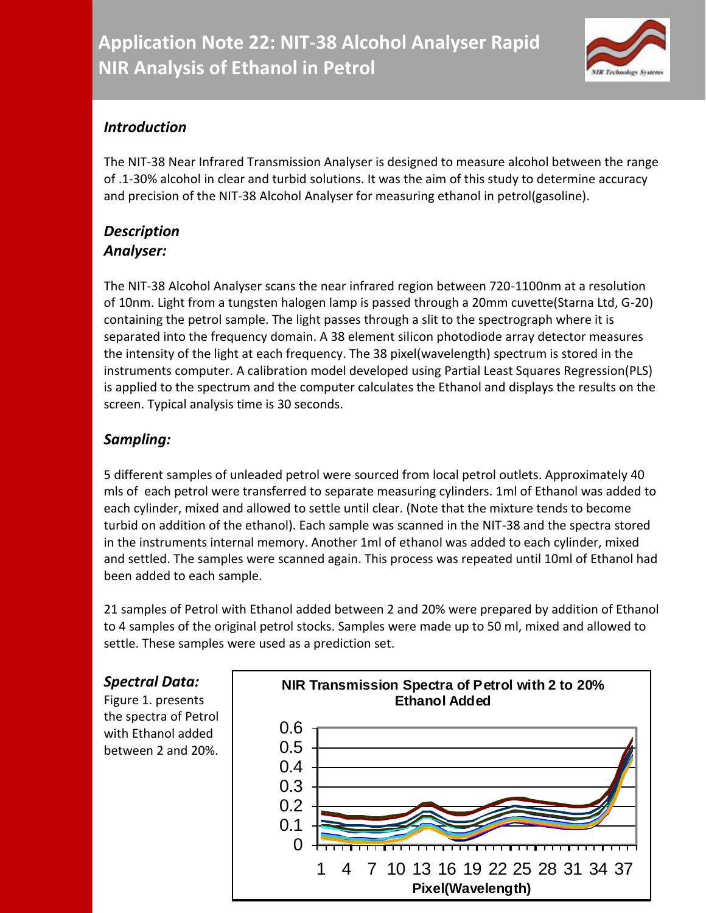# Application Note 22: NIT-38 Alcohol Analyser Rapid NIR Analysis of Ethanol in Petrol

### *Introduction*

The NIT-38 Near Infrared Transmission Analyser is designed to measure alcohol between the range of .1-30% alcohol in clear and turbid solutions. It was the aim of this study to determine accuracy and precision of the NIT-38 Alcohol Analyser for measuring ethanol in petrol(gasoline).

### *Description*

### *Analyser:*

The NIT-38 Alcohol Analyser scans the near infrared region between 720-1100nm at a resolution of 10nm. Light from a tungsten halogen lamp is passed through a 20mm cuvette(Starna Ltd, G-20) containing the petrol sample. The light passes through a slit to the spectrograph where it is separated into the frequency domain. A 38 element silicon photodiode array detector measures the intensity of the light at each frequency. The 38 pixel(wavelength) spectrum is stored in the instruments computer. A calibration model developed using Partial Least Squares Regression(PLS) is applied to the spectrum and the computer calculates the Ethanol and displays the results on the screen. Typical analysis time is 30 seconds.

### *Sampling:*

5 different samples of unleaded petrol were sourced from local petrol outlets. Approximately 40 mls of each petrol were transferred to separate measuring cylinders. 1ml of Ethanol was added to each cylinder, mixed and allowed to settle until clear. (Note that the mixture tends to become turbid on addition of the ethanol). Each sample was scanned in the NIT-38 and the spectra stored in the instruments internal memory. Another 1ml of ethanol was added to each cylinder, mixed and settled. The samples were scanned again. This process was repeated until 10ml of Ethanol had been added to each sample.

21 samples of Petrol with Ethanol added between 2 and 20% were prepared by addition of Ethanol to 4 samples of the original petrol stocks. Samples were made up to 50 ml, mixed and allowed to settle. These samples were used as a prediction set.

### *Spectral Data:*

Figure 1. presents the spectra of Petrol with Ethanol added between 2 and 20%.

**NIR Transmission Spectra of Petrol with 2 to 20% Ethanol Added**

(Chart: y-axis 0 to 0.6; x-axis Pixel(Wavelength) 1 to 37)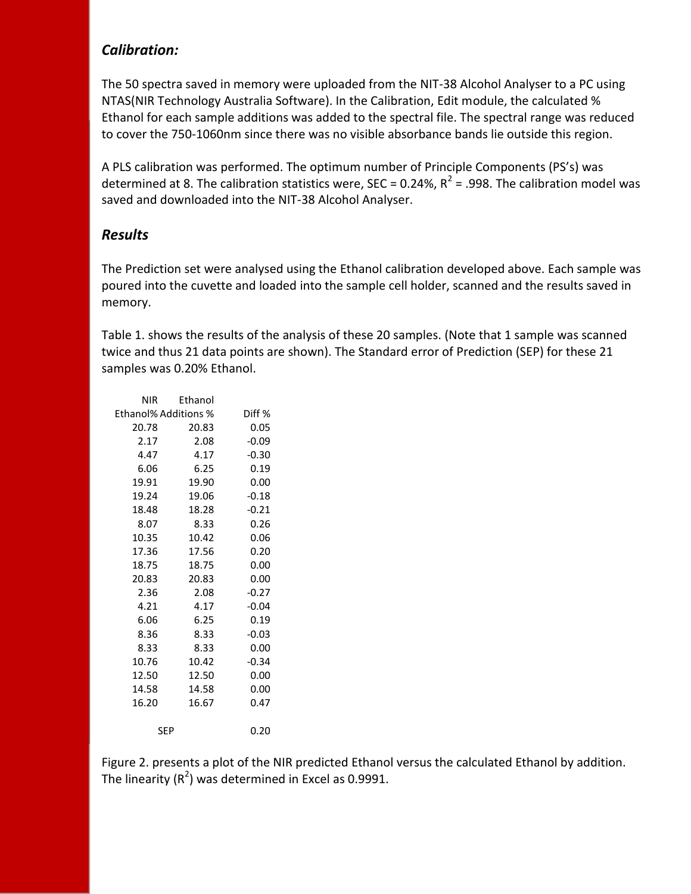### *Calibration:*

The 50 spectra saved in memory were uploaded from the NIT-38 Alcohol Analyser to a PC using NTAS(NIR Technology Australia Software). In the Calibration, Edit module, the calculated % Ethanol for each sample additions was added to the spectral file. The spectral range was reduced to cover the 750-1060nm since there was no visible absorbance bands lie outside this region.

A PLS calibration was performed. The optimum number of Principle Components (PS's) was determined at 8. The calibration statistics were, SEC = 0.24%, $R^2$ = .998. The calibration model was saved and downloaded into the NIT-38 Alcohol Analyser.

### *Results*

The Prediction set were analysed using the Ethanol calibration developed above. Each sample was poured into the cuvette and loaded into the sample cell holder, scanned and the results saved in memory.

Table 1. shows the results of the analysis of these 20 samples. (Note that 1 sample was scanned twice and thus 21 data points are shown). The Standard error of Prediction (SEP) for these 21 samples was 0.20% Ethanol.

| NIR Ethanol% | Ethanol Additions % | Diff % |
|---|---|---|
| 20.78 | 20.83 | 0.05 |
| 2.17 | 2.08 | -0.09 |
| 4.47 | 4.17 | -0.30 |
| 6.06 | 6.25 | 0.19 |
| 19.91 | 19.90 | 0.00 |
| 19.24 | 19.06 | -0.18 |
| 18.48 | 18.28 | -0.21 |
| 8.07 | 8.33 | 0.26 |
| 10.35 | 10.42 | 0.06 |
| 17.36 | 17.56 | 0.20 |
| 18.75 | 18.75 | 0.00 |
| 20.83 | 20.83 | 0.00 |
| 2.36 | 2.08 | -0.27 |
| 4.21 | 4.17 | -0.04 |
| 6.06 | 6.25 | 0.19 |
| 8.36 | 8.33 | -0.03 |
| 8.33 | 8.33 | 0.00 |
| 10.76 | 10.42 | -0.34 |
| 12.50 | 12.50 | 0.00 |
| 14.58 | 14.58 | 0.00 |
| 16.20 | 16.67 | 0.47 |
| SEP | | 0.20 |

Figure 2. presents a plot of the NIR predicted Ethanol versus the calculated Ethanol by addition. The linearity ($R^2$) was determined in Excel as 0.9991.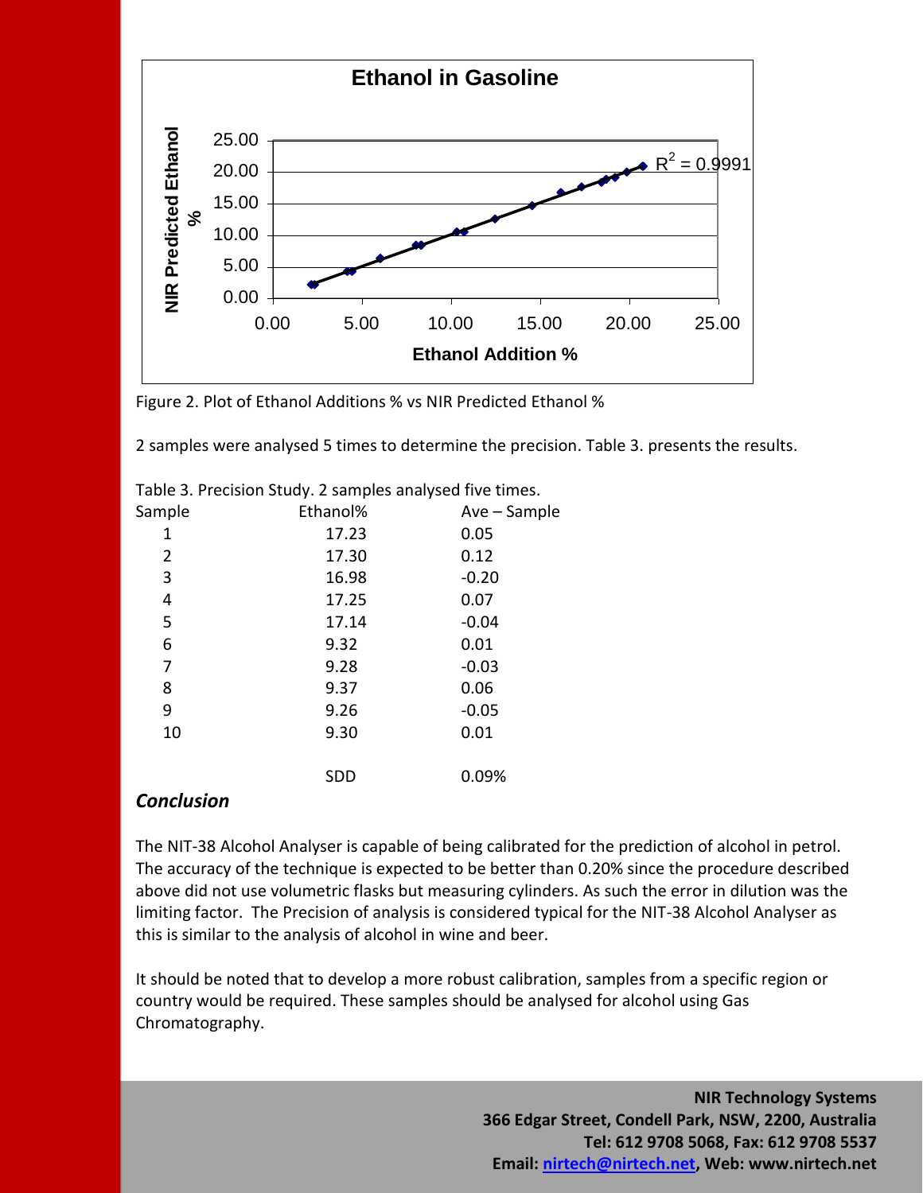Ethanol in Gasoline

NIR Predicted Ethanol %

25.00
20.00
15.00
10.00
5.00
0.00

0.00 5.00 10.00 15.00 20.00 25.00

Ethanol Addition %

$R^2 = 0.9991$

Figure 2. Plot of Ethanol Additions % vs NIR Predicted Ethanol %

2 samples were analysed 5 times to determine the precision. Table 3. presents the results.

Table 3. Precision Study. 2 samples analysed five times.

| Sample | Ethanol% | Ave – Sample |
|---|---|---|
| 1 | 17.23 | 0.05 |
| 2 | 17.30 | 0.12 |
| 3 | 16.98 | -0.20 |
| 4 | 17.25 | 0.07 |
| 5 | 17.14 | -0.04 |
| 6 | 9.32 | 0.01 |
| 7 | 9.28 | -0.03 |
| 8 | 9.37 | 0.06 |
| 9 | 9.26 | -0.05 |
| 10 | 9.30 | 0.01 |
| | SDD | 0.09% |

## *Conclusion*

The NIT-38 Alcohol Analyser is capable of being calibrated for the prediction of alcohol in petrol. The accuracy of the technique is expected to be better than 0.20% since the procedure described above did not use volumetric flasks but measuring cylinders. As such the error in dilution was the limiting factor. The Precision of analysis is considered typical for the NIT-38 Alcohol Analyser as this is similar to the analysis of alcohol in wine and beer.

It should be noted that to develop a more robust calibration, samples from a specific region or country would be required. These samples should be analysed for alcohol using Gas Chromatography.

**NIR Technology Systems**
**366 Edgar Street, Condell Park, NSW, 2200, Australia**
**Tel: 612 9708 5068, Fax: 612 9708 5537**
**Email: nirtech@nirtech.net, Web: www.nirtech.net**